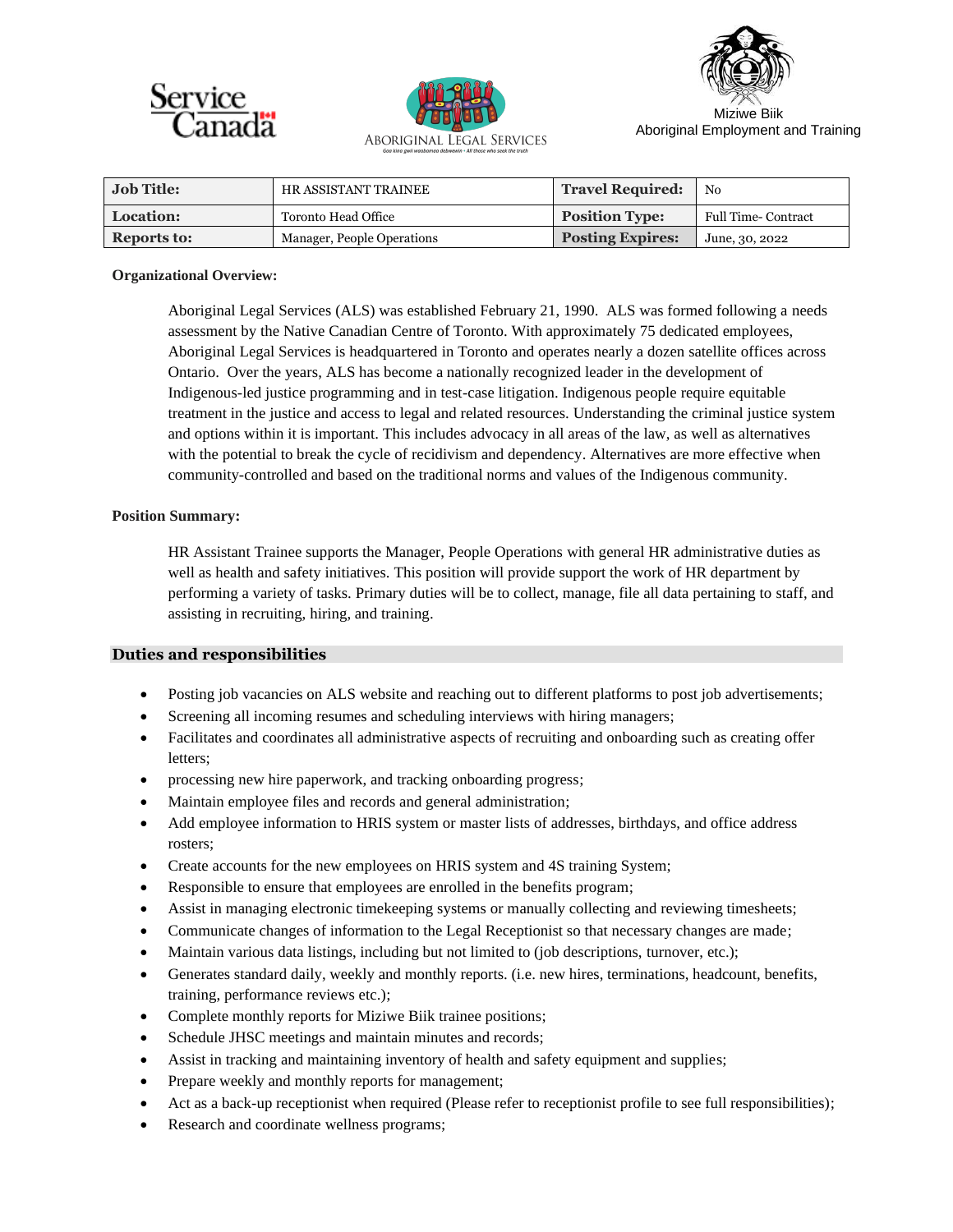Service Canada

Aboriginal Legal Services

Miziwe Biik
Aboriginal Employment and Training

| **Job Title:** | HR ASSISTANT TRAINEE | **Travel Required:** | No |
| --- | --- | --- | --- |
| **Location:** | Toronto Head Office | **Position Type:** | Full Time- Contract |
| **Reports to:** | Manager, People Operations | **Posting Expires:** | June, 30, 2022 |

**Organizational Overview:**

Aboriginal Legal Services (ALS) was established February 21, 1990. ALS was formed following a needs assessment by the Native Canadian Centre of Toronto. With approximately 75 dedicated employees, Aboriginal Legal Services is headquartered in Toronto and operates nearly a dozen satellite offices across Ontario. Over the years, ALS has become a nationally recognized leader in the development of Indigenous-led justice programming and in test-case litigation. Indigenous people require equitable treatment in the justice and access to legal and related resources. Understanding the criminal justice system and options within it is important. This includes advocacy in all areas of the law, as well as alternatives with the potential to break the cycle of recidivism and dependency. Alternatives are more effective when community-controlled and based on the traditional norms and values of the Indigenous community.

**Position Summary:**

HR Assistant Trainee supports the Manager, People Operations with general HR administrative duties as well as health and safety initiatives. This position will provide support the work of HR department by performing a variety of tasks. Primary duties will be to collect, manage, file all data pertaining to staff, and assisting in recruiting, hiring, and training.

## Duties and responsibilities

- Posting job vacancies on ALS website and reaching out to different platforms to post job advertisements;
- Screening all incoming resumes and scheduling interviews with hiring managers;
- Facilitates and coordinates all administrative aspects of recruiting and onboarding such as creating offer letters;
- processing new hire paperwork, and tracking onboarding progress;
- Maintain employee files and records and general administration;
- Add employee information to HRIS system or master lists of addresses, birthdays, and office address rosters;
- Create accounts for the new employees on HRIS system and 4S training System;
- Responsible to ensure that employees are enrolled in the benefits program;
- Assist in managing electronic timekeeping systems or manually collecting and reviewing timesheets;
- Communicate changes of information to the Legal Receptionist so that necessary changes are made;
- Maintain various data listings, including but not limited to (job descriptions, turnover, etc.);
- Generates standard daily, weekly and monthly reports. (i.e. new hires, terminations, headcount, benefits, training, performance reviews etc.);
- Complete monthly reports for Miziwe Biik trainee positions;
- Schedule JHSC meetings and maintain minutes and records;
- Assist in tracking and maintaining inventory of health and safety equipment and supplies;
- Prepare weekly and monthly reports for management;
- Act as a back-up receptionist when required (Please refer to receptionist profile to see full responsibilities);
- Research and coordinate wellness programs;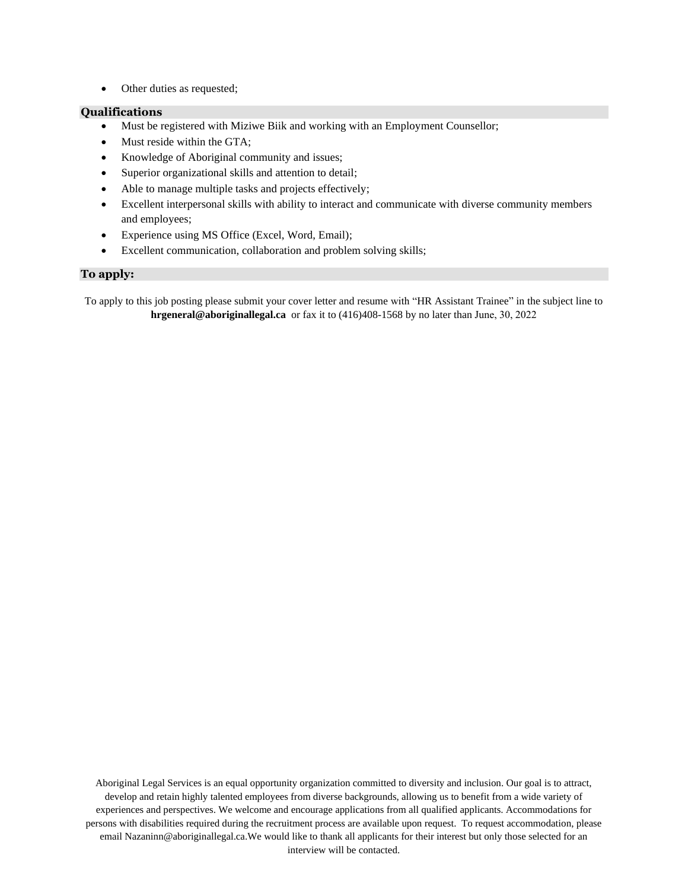- Other duties as requested;

## Qualifications

- Must be registered with Miziwe Biik and working with an Employment Counsellor;
- Must reside within the GTA;
- Knowledge of Aboriginal community and issues;
- Superior organizational skills and attention to detail;
- Able to manage multiple tasks and projects effectively;
- Excellent interpersonal skills with ability to interact and communicate with diverse community members and employees;
- Experience using MS Office (Excel, Word, Email);
- Excellent communication, collaboration and problem solving skills;

## To apply:

To apply to this job posting please submit your cover letter and resume with "HR Assistant Trainee" in the subject line to **hrgeneral@aboriginallegal.ca** or fax it to (416)408-1568 by no later than June, 30, 2022

Aboriginal Legal Services is an equal opportunity organization committed to diversity and inclusion. Our goal is to attract, develop and retain highly talented employees from diverse backgrounds, allowing us to benefit from a wide variety of experiences and perspectives. We welcome and encourage applications from all qualified applicants. Accommodations for persons with disabilities required during the recruitment process are available upon request. To request accommodation, please email Nazaninn@aboriginallegal.ca.We would like to thank all applicants for their interest but only those selected for an interview will be contacted.